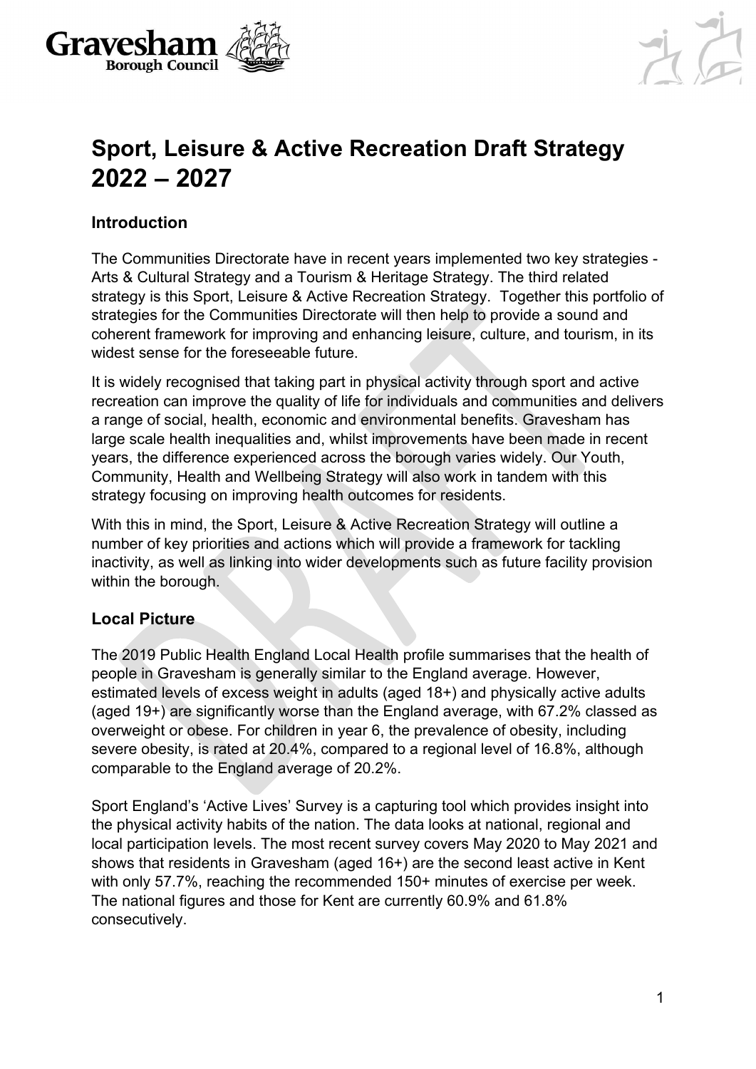# Sport, Leisure & Active Recreation Draft Strategy 2022 – 2027

## Introduction

The Communities Directorate have in recent years implemented two key strategies - Arts & Cultural Strategy and a Tourism & Heritage Strategy. The third related strategy is this Sport, Leisure & Active Recreation Strategy. Together this portfolio of strategies for the Communities Directorate will then help to provide a sound and coherent framework for improving and enhancing leisure, culture, and tourism, in its widest sense for the foreseeable future.

It is widely recognised that taking part in physical activity through sport and active recreation can improve the quality of life for individuals and communities and delivers a range of social, health, economic and environmental benefits. Gravesham has large scale health inequalities and, whilst improvements have been made in recent years, the difference experienced across the borough varies widely. Our Youth, Community, Health and Wellbeing Strategy will also work in tandem with this strategy focusing on improving health outcomes for residents.

With this in mind, the Sport, Leisure & Active Recreation Strategy will outline a number of key priorities and actions which will provide a framework for tackling inactivity, as well as linking into wider developments such as future facility provision within the borough.

## Local Picture

The 2019 Public Health England Local Health profile summarises that the health of people in Gravesham is generally similar to the England average. However, estimated levels of excess weight in adults (aged 18+) and physically active adults (aged 19+) are significantly worse than the England average, with 67.2% classed as overweight or obese. For children in year 6, the prevalence of obesity, including severe obesity, is rated at 20.4%, compared to a regional level of 16.8%, although comparable to the England average of 20.2%.

Sport England's 'Active Lives' Survey is a capturing tool which provides insight into the physical activity habits of the nation. The data looks at national, regional and local participation levels. The most recent survey covers May 2020 to May 2021 and shows that residents in Gravesham (aged 16+) are the second least active in Kent with only 57.7%, reaching the recommended 150+ minutes of exercise per week. The national figures and those for Kent are currently 60.9% and 61.8% consecutively.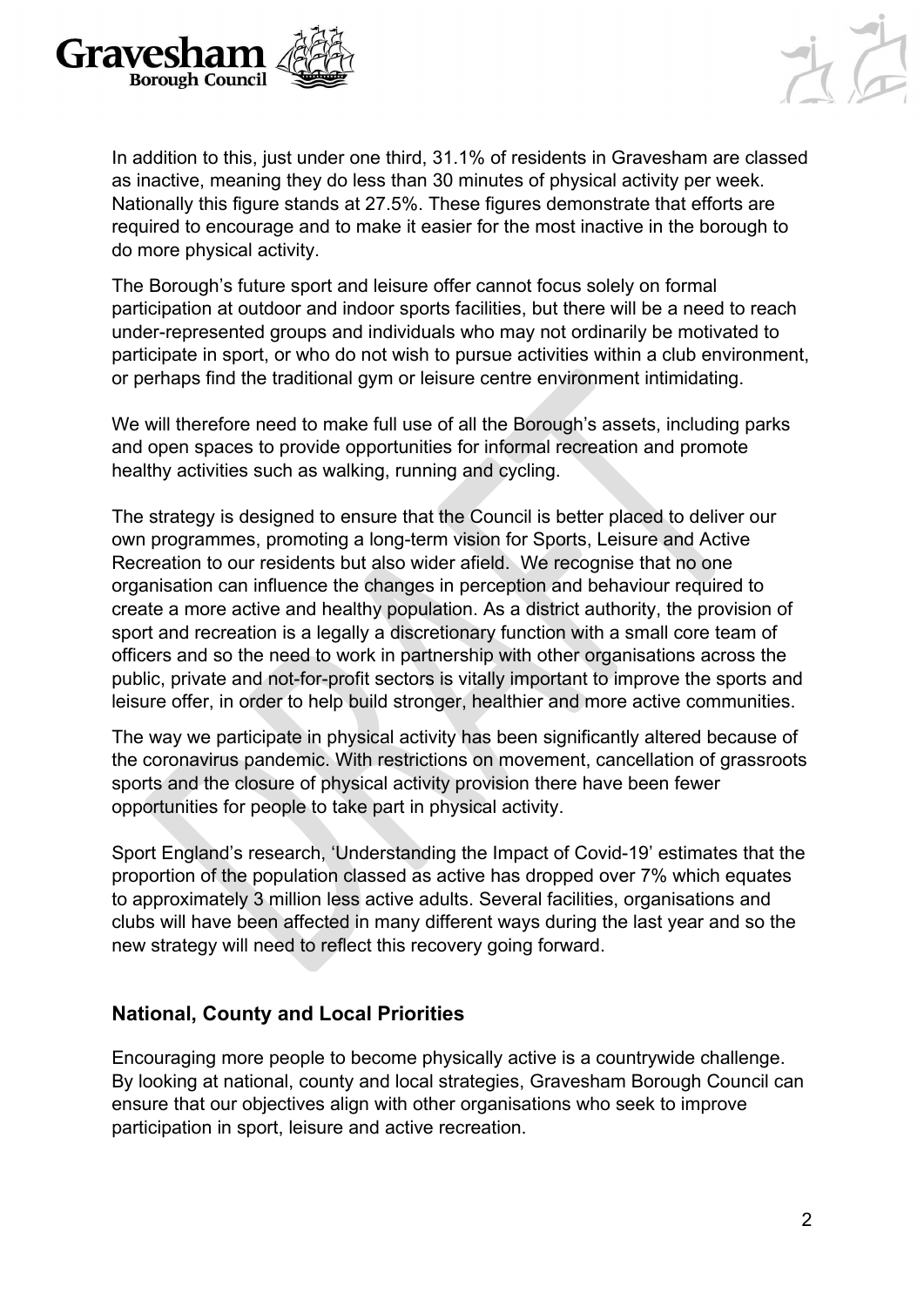In addition to this, just under one third, 31.1% of residents in Gravesham are classed as inactive, meaning they do less than 30 minutes of physical activity per week. Nationally this figure stands at 27.5%. These figures demonstrate that efforts are required to encourage and to make it easier for the most inactive in the borough to do more physical activity.

The Borough's future sport and leisure offer cannot focus solely on formal participation at outdoor and indoor sports facilities, but there will be a need to reach under-represented groups and individuals who may not ordinarily be motivated to participate in sport, or who do not wish to pursue activities within a club environment, or perhaps find the traditional gym or leisure centre environment intimidating.

We will therefore need to make full use of all the Borough's assets, including parks and open spaces to provide opportunities for informal recreation and promote healthy activities such as walking, running and cycling.

The strategy is designed to ensure that the Council is better placed to deliver our own programmes, promoting a long-term vision for Sports, Leisure and Active Recreation to our residents but also wider afield. We recognise that no one organisation can influence the changes in perception and behaviour required to create a more active and healthy population. As a district authority, the provision of sport and recreation is a legally a discretionary function with a small core team of officers and so the need to work in partnership with other organisations across the public, private and not-for-profit sectors is vitally important to improve the sports and leisure offer, in order to help build stronger, healthier and more active communities.

The way we participate in physical activity has been significantly altered because of the coronavirus pandemic. With restrictions on movement, cancellation of grassroots sports and the closure of physical activity provision there have been fewer opportunities for people to take part in physical activity.

Sport England's research, 'Understanding the Impact of Covid-19' estimates that the proportion of the population classed as active has dropped over 7% which equates to approximately 3 million less active adults. Several facilities, organisations and clubs will have been affected in many different ways during the last year and so the new strategy will need to reflect this recovery going forward.

## National, County and Local Priorities

Encouraging more people to become physically active is a countrywide challenge. By looking at national, county and local strategies, Gravesham Borough Council can ensure that our objectives align with other organisations who seek to improve participation in sport, leisure and active recreation.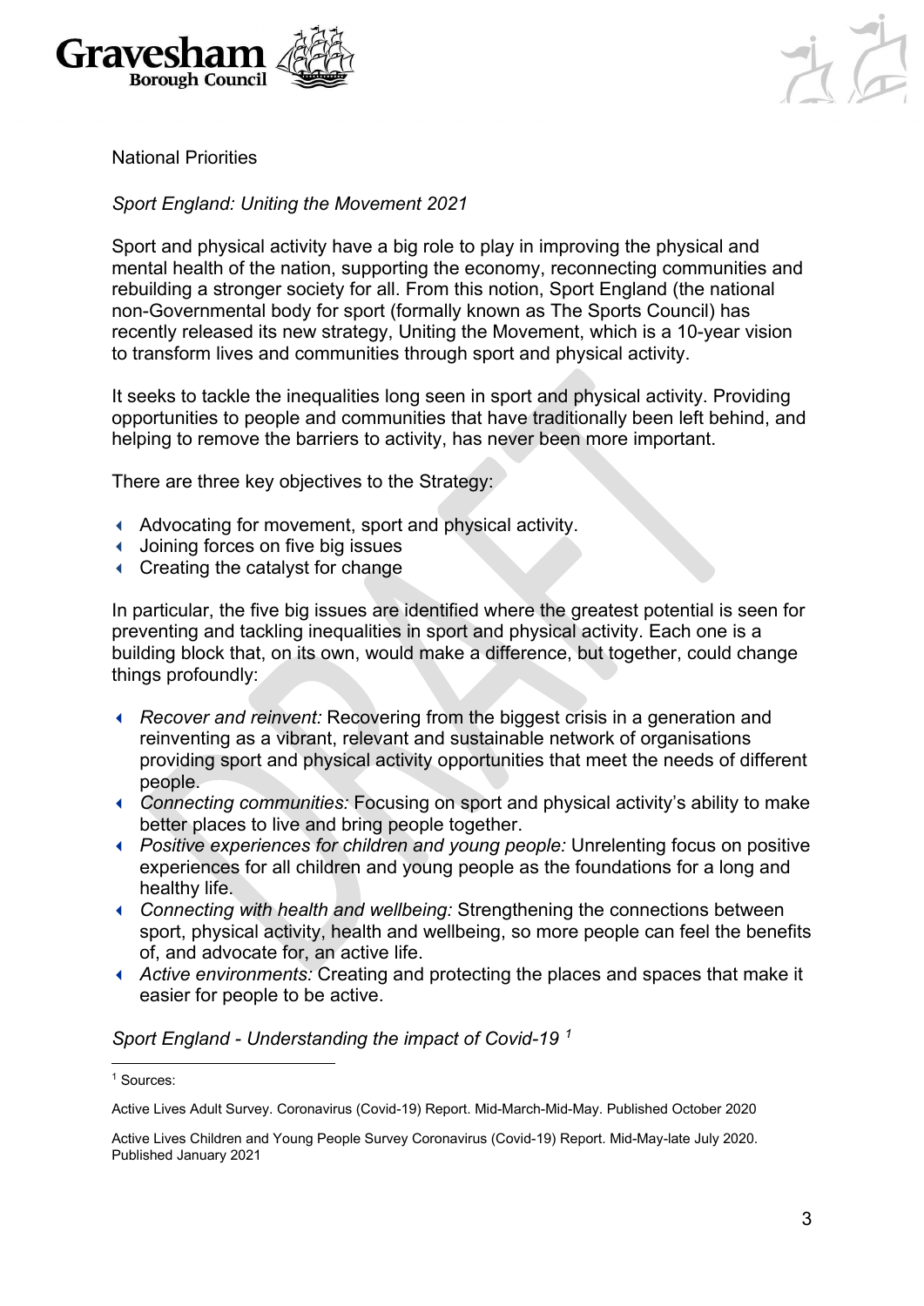National Priorities

*Sport England: Uniting the Movement 2021*

Sport and physical activity have a big role to play in improving the physical and mental health of the nation, supporting the economy, reconnecting communities and rebuilding a stronger society for all. From this notion, Sport England (the national non-Governmental body for sport (formally known as The Sports Council) has recently released its new strategy, Uniting the Movement, which is a 10-year vision to transform lives and communities through sport and physical activity.

It seeks to tackle the inequalities long seen in sport and physical activity. Providing opportunities to people and communities that have traditionally been left behind, and helping to remove the barriers to activity, has never been more important.

There are three key objectives to the Strategy:

- Advocating for movement, sport and physical activity.
- Joining forces on five big issues
- Creating the catalyst for change

In particular, the five big issues are identified where the greatest potential is seen for preventing and tackling inequalities in sport and physical activity. Each one is a building block that, on its own, would make a difference, but together, could change things profoundly:

- *Recover and reinvent:* Recovering from the biggest crisis in a generation and reinventing as a vibrant, relevant and sustainable network of organisations providing sport and physical activity opportunities that meet the needs of different people.
- *Connecting communities:* Focusing on sport and physical activity's ability to make better places to live and bring people together.
- *Positive experiences for children and young people:* Unrelenting focus on positive experiences for all children and young people as the foundations for a long and healthy life.
- *Connecting with health and wellbeing:* Strengthening the connections between sport, physical activity, health and wellbeing, so more people can feel the benefits of, and advocate for, an active life.
- *Active environments:* Creating and protecting the places and spaces that make it easier for people to be active.

*Sport England - Understanding the impact of Covid-19* [1]

[1] Sources:

Active Lives Adult Survey. Coronavirus (Covid-19) Report. Mid-March-Mid-May. Published October 2020

Active Lives Children and Young People Survey Coronavirus (Covid-19) Report. Mid-May-late July 2020. Published January 2021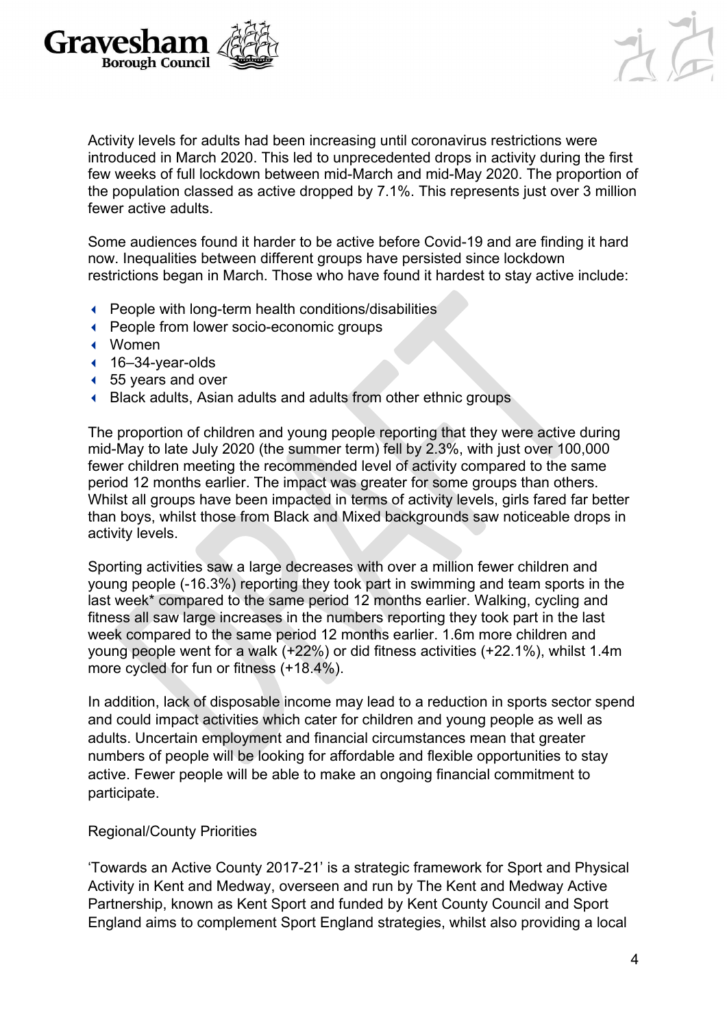Activity levels for adults had been increasing until coronavirus restrictions were introduced in March 2020. This led to unprecedented drops in activity during the first few weeks of full lockdown between mid-March and mid-May 2020. The proportion of the population classed as active dropped by 7.1%. This represents just over 3 million fewer active adults.

Some audiences found it harder to be active before Covid-19 and are finding it hard now. Inequalities between different groups have persisted since lockdown restrictions began in March. Those who have found it hardest to stay active include:

- People with long-term health conditions/disabilities
- People from lower socio-economic groups
- Women
- 16–34-year-olds
- 55 years and over
- Black adults, Asian adults and adults from other ethnic groups

The proportion of children and young people reporting that they were active during mid-May to late July 2020 (the summer term) fell by 2.3%, with just over 100,000 fewer children meeting the recommended level of activity compared to the same period 12 months earlier. The impact was greater for some groups than others. Whilst all groups have been impacted in terms of activity levels, girls fared far better than boys, whilst those from Black and Mixed backgrounds saw noticeable drops in activity levels.

Sporting activities saw a large decreases with over a million fewer children and young people (-16.3%) reporting they took part in swimming and team sports in the last week* compared to the same period 12 months earlier. Walking, cycling and fitness all saw large increases in the numbers reporting they took part in the last week compared to the same period 12 months earlier. 1.6m more children and young people went for a walk (+22%) or did fitness activities (+22.1%), whilst 1.4m more cycled for fun or fitness (+18.4%).

In addition, lack of disposable income may lead to a reduction in sports sector spend and could impact activities which cater for children and young people as well as adults. Uncertain employment and financial circumstances mean that greater numbers of people will be looking for affordable and flexible opportunities to stay active. Fewer people will be able to make an ongoing financial commitment to participate.

Regional/County Priorities

'Towards an Active County 2017-21' is a strategic framework for Sport and Physical Activity in Kent and Medway, overseen and run by The Kent and Medway Active Partnership, known as Kent Sport and funded by Kent County Council and Sport England aims to complement Sport England strategies, whilst also providing a local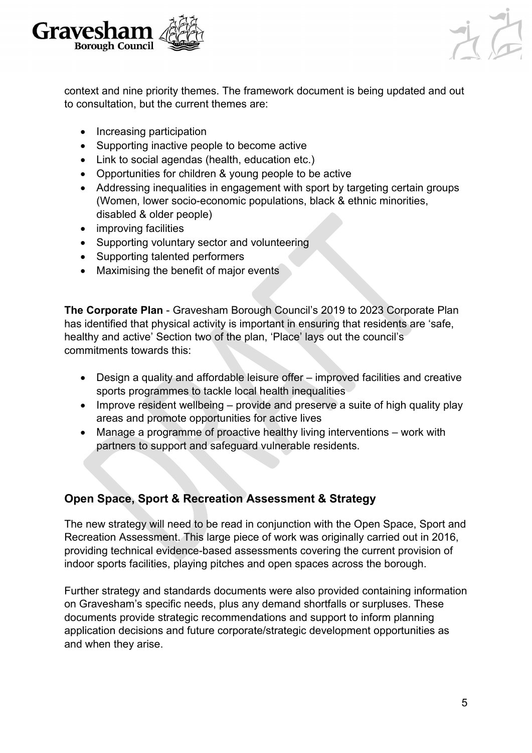context and nine priority themes. The framework document is being updated and out to consultation, but the current themes are:

- Increasing participation
- Supporting inactive people to become active
- Link to social agendas (health, education etc.)
- Opportunities for children & young people to be active
- Addressing inequalities in engagement with sport by targeting certain groups (Women, lower socio-economic populations, black & ethnic minorities, disabled & older people)
- improving facilities
- Supporting voluntary sector and volunteering
- Supporting talented performers
- Maximising the benefit of major events

**The Corporate Plan** - Gravesham Borough Council's 2019 to 2023 Corporate Plan has identified that physical activity is important in ensuring that residents are 'safe, healthy and active' Section two of the plan, 'Place' lays out the council's commitments towards this:

- Design a quality and affordable leisure offer – improved facilities and creative sports programmes to tackle local health inequalities
- Improve resident wellbeing – provide and preserve a suite of high quality play areas and promote opportunities for active lives
- Manage a programme of proactive healthy living interventions – work with partners to support and safeguard vulnerable residents.

## Open Space, Sport & Recreation Assessment & Strategy

The new strategy will need to be read in conjunction with the Open Space, Sport and Recreation Assessment. This large piece of work was originally carried out in 2016, providing technical evidence-based assessments covering the current provision of indoor sports facilities, playing pitches and open spaces across the borough.

Further strategy and standards documents were also provided containing information on Gravesham's specific needs, plus any demand shortfalls or surpluses. These documents provide strategic recommendations and support to inform planning application decisions and future corporate/strategic development opportunities as and when they arise.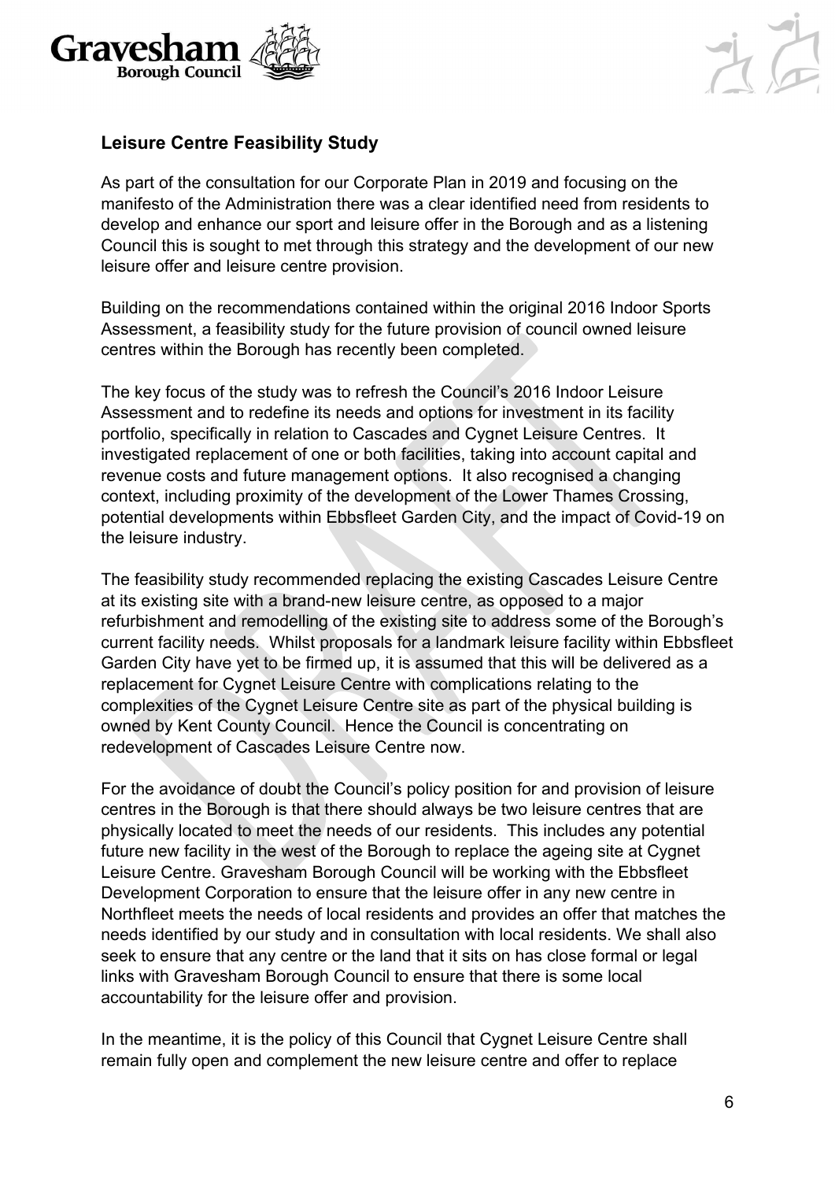## Leisure Centre Feasibility Study

As part of the consultation for our Corporate Plan in 2019 and focusing on the manifesto of the Administration there was a clear identified need from residents to develop and enhance our sport and leisure offer in the Borough and as a listening Council this is sought to met through this strategy and the development of our new leisure offer and leisure centre provision.

Building on the recommendations contained within the original 2016 Indoor Sports Assessment, a feasibility study for the future provision of council owned leisure centres within the Borough has recently been completed.

The key focus of the study was to refresh the Council's 2016 Indoor Leisure Assessment and to redefine its needs and options for investment in its facility portfolio, specifically in relation to Cascades and Cygnet Leisure Centres. It investigated replacement of one or both facilities, taking into account capital and revenue costs and future management options. It also recognised a changing context, including proximity of the development of the Lower Thames Crossing, potential developments within Ebbsfleet Garden City, and the impact of Covid-19 on the leisure industry.

The feasibility study recommended replacing the existing Cascades Leisure Centre at its existing site with a brand-new leisure centre, as opposed to a major refurbishment and remodelling of the existing site to address some of the Borough's current facility needs. Whilst proposals for a landmark leisure facility within Ebbsfleet Garden City have yet to be firmed up, it is assumed that this will be delivered as a replacement for Cygnet Leisure Centre with complications relating to the complexities of the Cygnet Leisure Centre site as part of the physical building is owned by Kent County Council. Hence the Council is concentrating on redevelopment of Cascades Leisure Centre now.

For the avoidance of doubt the Council's policy position for and provision of leisure centres in the Borough is that there should always be two leisure centres that are physically located to meet the needs of our residents. This includes any potential future new facility in the west of the Borough to replace the ageing site at Cygnet Leisure Centre. Gravesham Borough Council will be working with the Ebbsfleet Development Corporation to ensure that the leisure offer in any new centre in Northfleet meets the needs of local residents and provides an offer that matches the needs identified by our study and in consultation with local residents. We shall also seek to ensure that any centre or the land that it sits on has close formal or legal links with Gravesham Borough Council to ensure that there is some local accountability for the leisure offer and provision.

In the meantime, it is the policy of this Council that Cygnet Leisure Centre shall remain fully open and complement the new leisure centre and offer to replace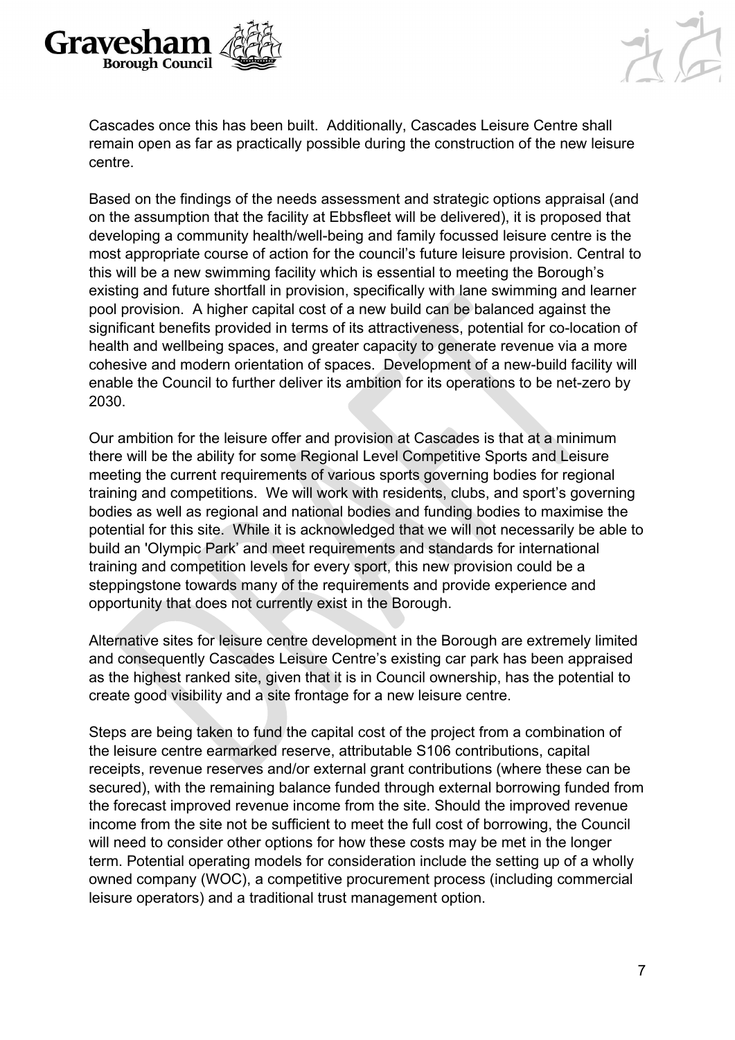Cascades once this has been built. Additionally, Cascades Leisure Centre shall remain open as far as practically possible during the construction of the new leisure centre.

Based on the findings of the needs assessment and strategic options appraisal (and on the assumption that the facility at Ebbsfleet will be delivered), it is proposed that developing a community health/well-being and family focussed leisure centre is the most appropriate course of action for the council's future leisure provision. Central to this will be a new swimming facility which is essential to meeting the Borough's existing and future shortfall in provision, specifically with lane swimming and learner pool provision. A higher capital cost of a new build can be balanced against the significant benefits provided in terms of its attractiveness, potential for co-location of health and wellbeing spaces, and greater capacity to generate revenue via a more cohesive and modern orientation of spaces. Development of a new-build facility will enable the Council to further deliver its ambition for its operations to be net-zero by 2030.

Our ambition for the leisure offer and provision at Cascades is that at a minimum there will be the ability for some Regional Level Competitive Sports and Leisure meeting the current requirements of various sports governing bodies for regional training and competitions. We will work with residents, clubs, and sport's governing bodies as well as regional and national bodies and funding bodies to maximise the potential for this site. While it is acknowledged that we will not necessarily be able to build an 'Olympic Park' and meet requirements and standards for international training and competition levels for every sport, this new provision could be a steppingstone towards many of the requirements and provide experience and opportunity that does not currently exist in the Borough.

Alternative sites for leisure centre development in the Borough are extremely limited and consequently Cascades Leisure Centre's existing car park has been appraised as the highest ranked site, given that it is in Council ownership, has the potential to create good visibility and a site frontage for a new leisure centre.

Steps are being taken to fund the capital cost of the project from a combination of the leisure centre earmarked reserve, attributable S106 contributions, capital receipts, revenue reserves and/or external grant contributions (where these can be secured), with the remaining balance funded through external borrowing funded from the forecast improved revenue income from the site. Should the improved revenue income from the site not be sufficient to meet the full cost of borrowing, the Council will need to consider other options for how these costs may be met in the longer term. Potential operating models for consideration include the setting up of a wholly owned company (WOC), a competitive procurement process (including commercial leisure operators) and a traditional trust management option.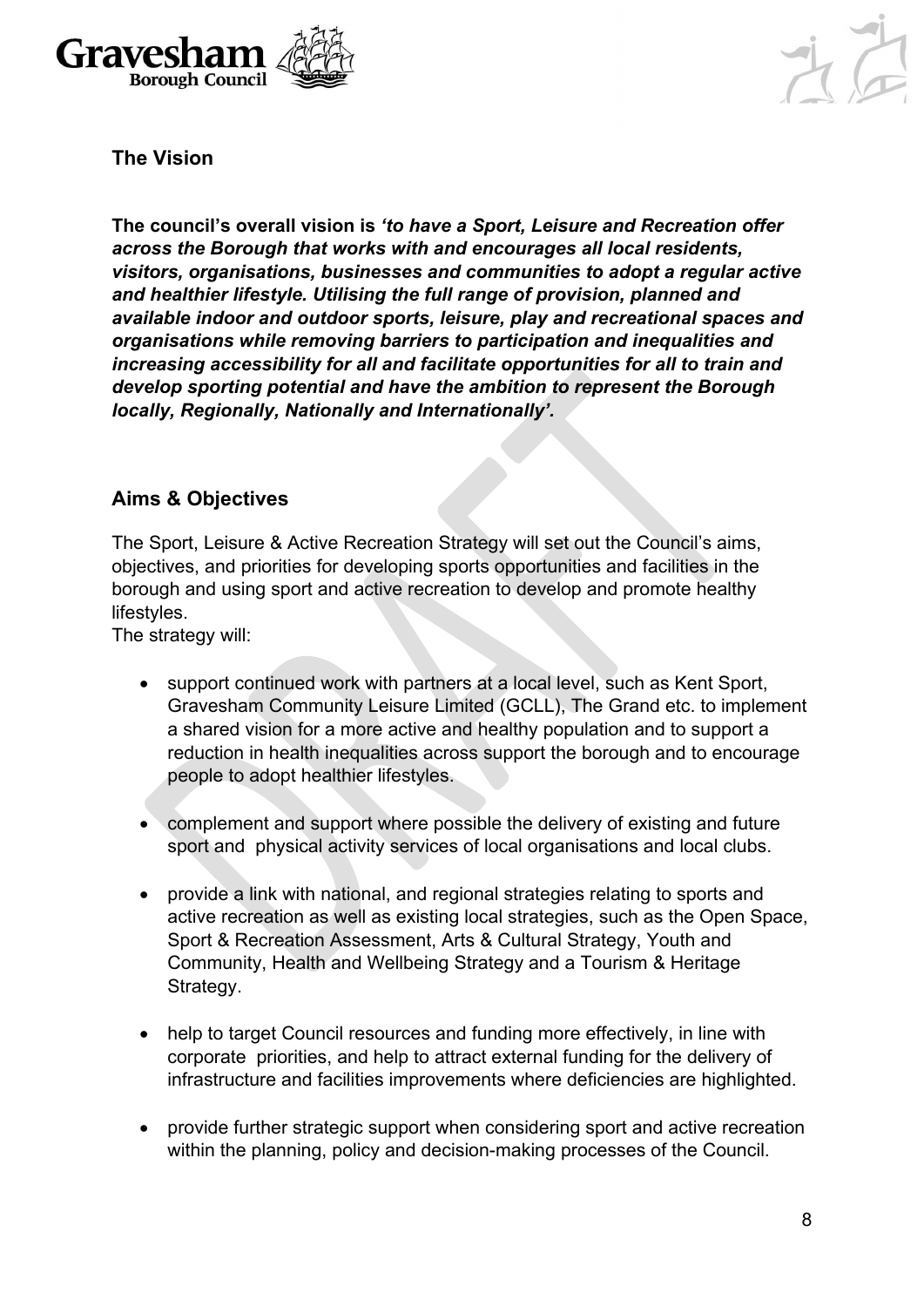## The Vision

**The council's overall vision is *'to have a Sport, Leisure and Recreation offer across the Borough that works with and encourages all local residents, visitors, organisations, businesses and communities to adopt a regular active and healthier lifestyle. Utilising the full range of provision, planned and available indoor and outdoor sports, leisure, play and recreational spaces and organisations while removing barriers to participation and inequalities and increasing accessibility for all and facilitate opportunities for all to train and develop sporting potential and have the ambition to represent the Borough locally, Regionally, Nationally and Internationally'.***

## Aims & Objectives

The Sport, Leisure & Active Recreation Strategy will set out the Council's aims, objectives, and priorities for developing sports opportunities and facilities in the borough and using sport and active recreation to develop and promote healthy lifestyles.

The strategy will:

- support continued work with partners at a local level, such as Kent Sport, Gravesham Community Leisure Limited (GCLL), The Grand etc. to implement a shared vision for a more active and healthy population and to support a reduction in health inequalities across support the borough and to encourage people to adopt healthier lifestyles.

- complement and support where possible the delivery of existing and future sport and physical activity services of local organisations and local clubs.

- provide a link with national, and regional strategies relating to sports and active recreation as well as existing local strategies, such as the Open Space, Sport & Recreation Assessment, Arts & Cultural Strategy, Youth and Community, Health and Wellbeing Strategy and a Tourism & Heritage Strategy.

- help to target Council resources and funding more effectively, in line with corporate priorities, and help to attract external funding for the delivery of infrastructure and facilities improvements where deficiencies are highlighted.

- provide further strategic support when considering sport and active recreation within the planning, policy and decision-making processes of the Council.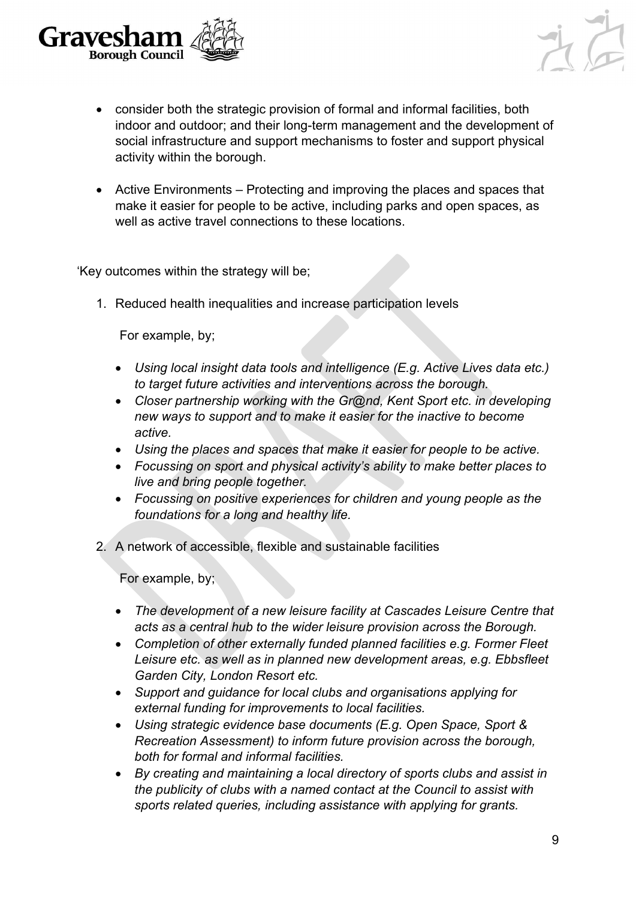- consider both the strategic provision of formal and informal facilities, both indoor and outdoor; and their long-term management and the development of social infrastructure and support mechanisms to foster and support physical activity within the borough.

- Active Environments – Protecting and improving the places and spaces that make it easier for people to be active, including parks and open spaces, as well as active travel connections to these locations.

'Key outcomes within the strategy will be;

1. Reduced health inequalities and increase participation levels

   For example, by;

   - *Using local insight data tools and intelligence (E.g. Active Lives data etc.) to target future activities and interventions across the borough.*
   - *Closer partnership working with the Gr@nd, Kent Sport etc. in developing new ways to support and to make it easier for the inactive to become active.*
   - *Using the places and spaces that make it easier for people to be active.*
   - *Focussing on sport and physical activity's ability to make better places to live and bring people together.*
   - *Focussing on positive experiences for children and young people as the foundations for a long and healthy life.*

2. A network of accessible, flexible and sustainable facilities

   For example, by;

   - *The development of a new leisure facility at Cascades Leisure Centre that acts as a central hub to the wider leisure provision across the Borough.*
   - *Completion of other externally funded planned facilities e.g. Former Fleet Leisure etc. as well as in planned new development areas, e.g. Ebbsfleet Garden City, London Resort etc.*
   - *Support and guidance for local clubs and organisations applying for external funding for improvements to local facilities.*
   - *Using strategic evidence base documents (E.g. Open Space, Sport & Recreation Assessment) to inform future provision across the borough, both for formal and informal facilities.*
   - *By creating and maintaining a local directory of sports clubs and assist in the publicity of clubs with a named contact at the Council to assist with sports related queries, including assistance with applying for grants.*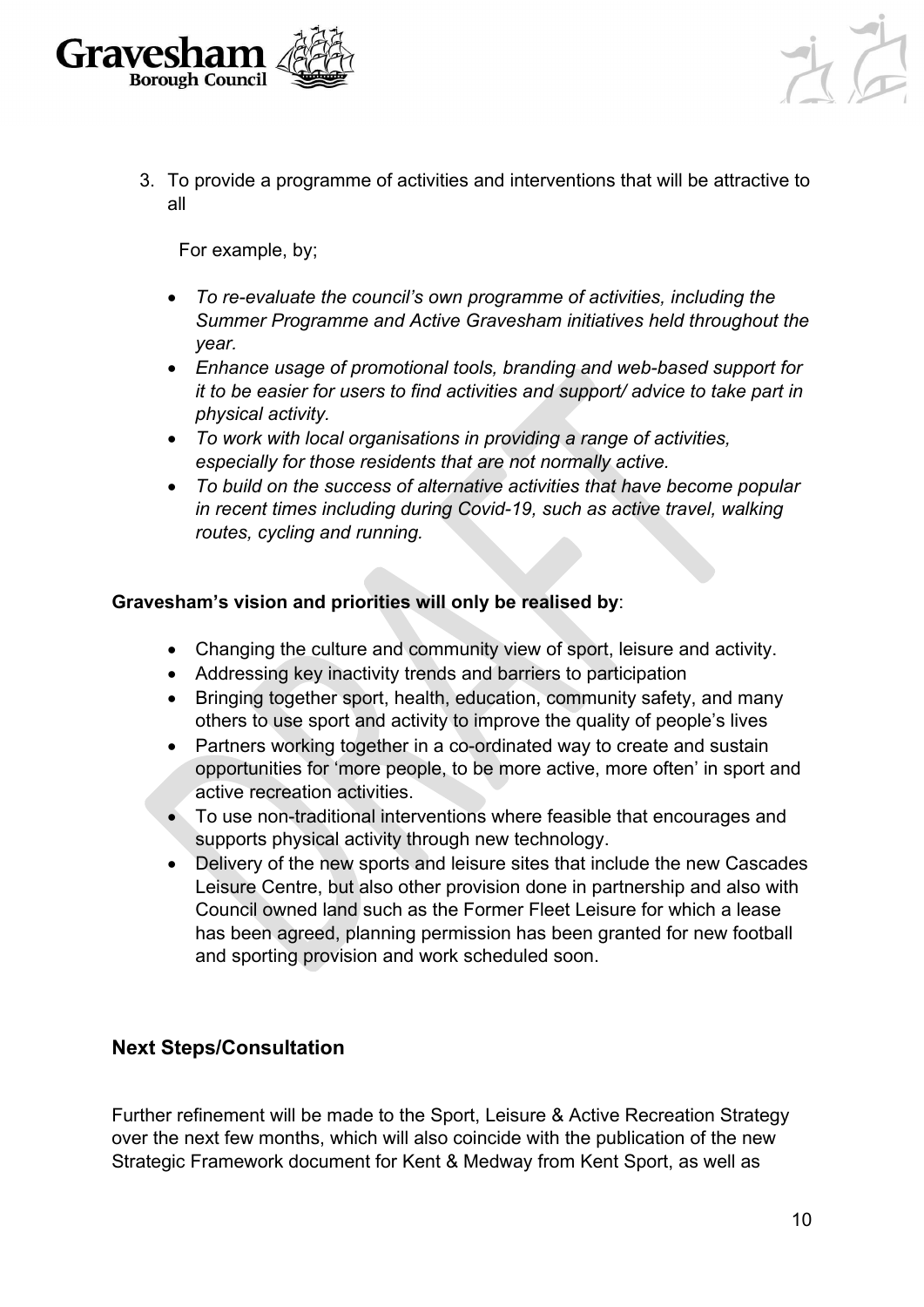3. To provide a programme of activities and interventions that will be attractive to all

   For example, by;

   - *To re-evaluate the council's own programme of activities, including the Summer Programme and Active Gravesham initiatives held throughout the year.*
   - *Enhance usage of promotional tools, branding and web-based support for it to be easier for users to find activities and support/ advice to take part in physical activity.*
   - *To work with local organisations in providing a range of activities, especially for those residents that are not normally active.*
   - *To build on the success of alternative activities that have become popular in recent times including during Covid-19, such as active travel, walking routes, cycling and running.*

**Gravesham's vision and priorities will only be realised by**:

- Changing the culture and community view of sport, leisure and activity.
- Addressing key inactivity trends and barriers to participation
- Bringing together sport, health, education, community safety, and many others to use sport and activity to improve the quality of people's lives
- Partners working together in a co-ordinated way to create and sustain opportunities for 'more people, to be more active, more often' in sport and active recreation activities.
- To use non-traditional interventions where feasible that encourages and supports physical activity through new technology.
- Delivery of the new sports and leisure sites that include the new Cascades Leisure Centre, but also other provision done in partnership and also with Council owned land such as the Former Fleet Leisure for which a lease has been agreed, planning permission has been granted for new football and sporting provision and work scheduled soon.

## Next Steps/Consultation

Further refinement will be made to the Sport, Leisure & Active Recreation Strategy over the next few months, which will also coincide with the publication of the new Strategic Framework document for Kent & Medway from Kent Sport, as well as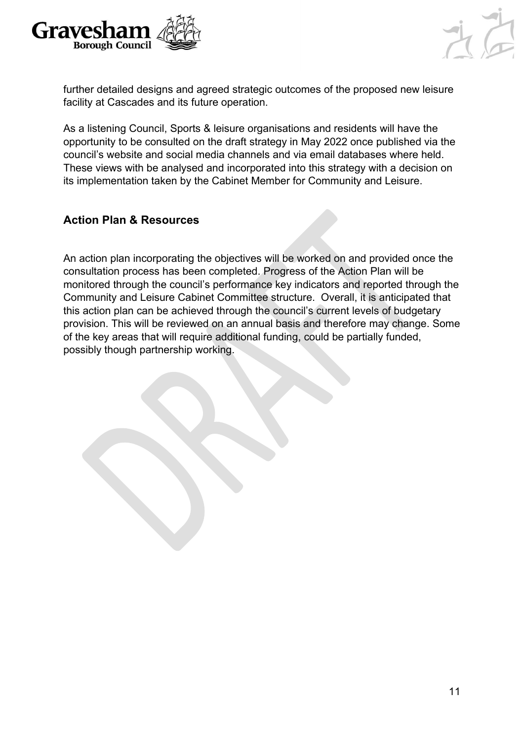further detailed designs and agreed strategic outcomes of the proposed new leisure facility at Cascades and its future operation.

As a listening Council, Sports & leisure organisations and residents will have the opportunity to be consulted on the draft strategy in May 2022 once published via the council's website and social media channels and via email databases where held. These views with be analysed and incorporated into this strategy with a decision on its implementation taken by the Cabinet Member for Community and Leisure.

## Action Plan & Resources

An action plan incorporating the objectives will be worked on and provided once the consultation process has been completed. Progress of the Action Plan will be monitored through the council's performance key indicators and reported through the Community and Leisure Cabinet Committee structure.  Overall, it is anticipated that this action plan can be achieved through the council's current levels of budgetary provision. This will be reviewed on an annual basis and therefore may change. Some of the key areas that will require additional funding, could be partially funded, possibly though partnership working.